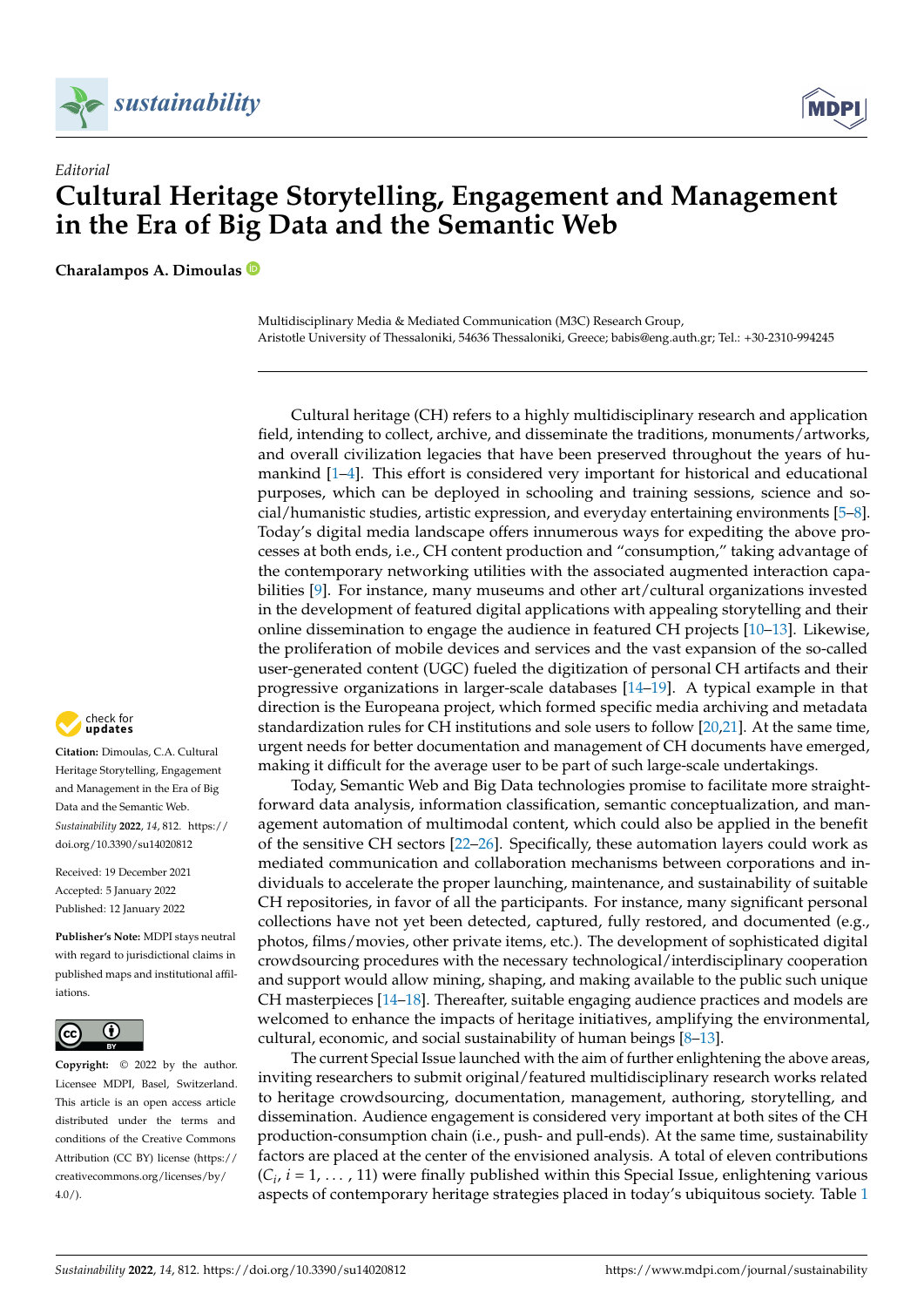*Editorial*

# Cultural Heritage Storytelling, Engagement and Management in the Era of Big Data and the Semantic Web

**Charalampos A. Dimoulas**

Multidisciplinary Media & Mediated Communication (M3C) Research Group, Aristotle University of Thessaloniki, 54636 Thessaloniki, Greece; babis@eng.auth.gr; Tel.: +30-2310-994245

**Citation:** Dimoulas, C.A. Cultural Heritage Storytelling, Engagement and Management in the Era of Big Data and the Semantic Web. *Sustainability* **2022**, *14*, 812. https://doi.org/10.3390/su14020812

Received: 19 December 2021
Accepted: 5 January 2022
Published: 12 January 2022

**Publisher's Note:** MDPI stays neutral with regard to jurisdictional claims in published maps and institutional affiliations.

**Copyright:** © 2022 by the author. Licensee MDPI, Basel, Switzerland. This article is an open access article distributed under the terms and conditions of the Creative Commons Attribution (CC BY) license (https://creativecommons.org/licenses/by/4.0/).

Cultural heritage (CH) refers to a highly multidisciplinary research and application field, intending to collect, archive, and disseminate the traditions, monuments/artworks, and overall civilization legacies that have been preserved throughout the years of humankind [1–4]. This effort is considered very important for historical and educational purposes, which can be deployed in schooling and training sessions, science and social/humanistic studies, artistic expression, and everyday entertaining environments [5–8]. Today's digital media landscape offers innumerous ways for expediting the above processes at both ends, i.e., CH content production and "consumption," taking advantage of the contemporary networking utilities with the associated augmented interaction capabilities [9]. For instance, many museums and other art/cultural organizations invested in the development of featured digital applications with appealing storytelling and their online dissemination to engage the audience in featured CH projects [10–13]. Likewise, the proliferation of mobile devices and services and the vast expansion of the so-called user-generated content (UGC) fueled the digitization of personal CH artifacts and their progressive organizations in larger-scale databases [14–19]. A typical example in that direction is the Europeana project, which formed specific media archiving and metadata standardization rules for CH institutions and sole users to follow [20,21]. At the same time, urgent needs for better documentation and management of CH documents have emerged, making it difficult for the average user to be part of such large-scale undertakings.

Today, Semantic Web and Big Data technologies promise to facilitate more straightforward data analysis, information classification, semantic conceptualization, and management automation of multimodal content, which could also be applied in the benefit of the sensitive CH sectors [22–26]. Specifically, these automation layers could work as mediated communication and collaboration mechanisms between corporations and individuals to accelerate the proper launching, maintenance, and sustainability of suitable CH repositories, in favor of all the participants. For instance, many significant personal collections have not yet been detected, captured, fully restored, and documented (e.g., photos, films/movies, other private items, etc.). The development of sophisticated digital crowdsourcing procedures with the necessary technological/interdisciplinary cooperation and support would allow mining, shaping, and making available to the public such unique CH masterpieces [14–18]. Thereafter, suitable engaging audience practices and models are welcomed to enhance the impacts of heritage initiatives, amplifying the environmental, cultural, economic, and social sustainability of human beings [8–13].

The current Special Issue launched with the aim of further enlightening the above areas, inviting researchers to submit original/featured multidisciplinary research works related to heritage crowdsourcing, documentation, management, authoring, storytelling, and dissemination. Audience engagement is considered very important at both sites of the CH production-consumption chain (i.e., push- and pull-ends). At the same time, sustainability factors are placed at the center of the envisioned analysis. A total of eleven contributions ($C_i$, $i = 1, \ldots, 11$) were finally published within this Special Issue, enlightening various aspects of contemporary heritage strategies placed in today's ubiquitous society. Table 1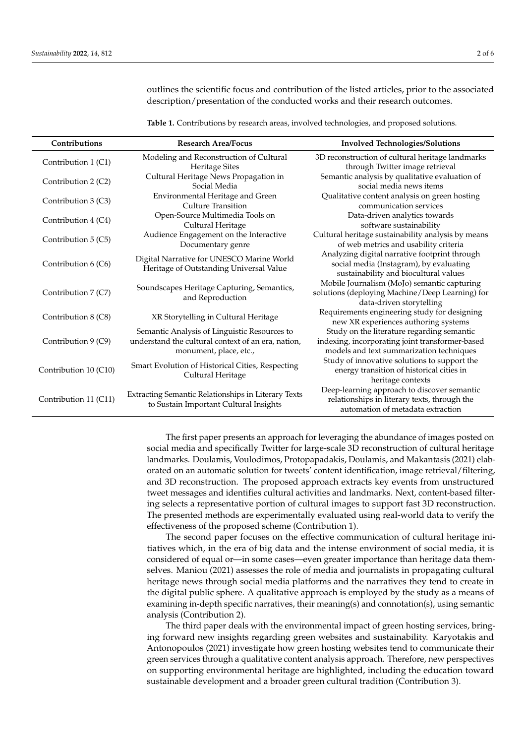outlines the scientific focus and contribution of the listed articles, prior to the associated description/presentation of the conducted works and their research outcomes.

**Table 1.** Contributions by research areas, involved technologies, and proposed solutions.

| Contributions | Research Area/Focus | Involved Technologies/Solutions |
|---|---|---|
| Contribution 1 (C1) | Modeling and Reconstruction of Cultural Heritage Sites | 3D reconstruction of cultural heritage landmarks through Twitter image retrieval |
| Contribution 2 (C2) | Cultural Heritage News Propagation in Social Media | Semantic analysis by qualitative evaluation of social media news items |
| Contribution 3 (C3) | Environmental Heritage and Green Culture Transition | Qualitative content analysis on green hosting communication services |
| Contribution 4 (C4) | Open-Source Multimedia Tools on Cultural Heritage | Data-driven analytics towards software sustainability |
| Contribution 5 (C5) | Audience Engagement on the Interactive Documentary genre | Cultural heritage sustainability analysis by means of web metrics and usability criteria |
| Contribution 6 (C6) | Digital Narrative for UNESCO Marine World Heritage of Outstanding Universal Value | Analyzing digital narrative footprint through social media (Instagram), by evaluating sustainability and biocultural values |
| Contribution 7 (C7) | Soundscapes Heritage Capturing, Semantics, and Reproduction | Mobile Journalism (MoJo) semantic capturing solutions (deploying Machine/Deep Learning) for data-driven storytelling |
| Contribution 8 (C8) | XR Storytelling in Cultural Heritage | Requirements engineering study for designing new XR experiences authoring systems |
| Contribution 9 (C9) | Semantic Analysis of Linguistic Resources to understand the cultural context of an era, nation, monument, place, etc., | Study on the literature regarding semantic indexing, incorporating joint transformer-based models and text summarization techniques |
| Contribution 10 (C10) | Smart Evolution of Historical Cities, Respecting Cultural Heritage | Study of innovative solutions to support the energy transition of historical cities in heritage contexts |
| Contribution 11 (C11) | Extracting Semantic Relationships in Literary Texts to Sustain Important Cultural Insights | Deep-learning approach to discover semantic relationships in literary texts, through the automation of metadata extraction |

The first paper presents an approach for leveraging the abundance of images posted on social media and specifically Twitter for large-scale 3D reconstruction of cultural heritage landmarks. Doulamis, Voulodimos, Protopapadakis, Doulamis, and Makantasis (2021) elaborated on an automatic solution for tweets' content identification, image retrieval/filtering, and 3D reconstruction. The proposed approach extracts key events from unstructured tweet messages and identifies cultural activities and landmarks. Next, content-based filtering selects a representative portion of cultural images to support fast 3D reconstruction. The presented methods are experimentally evaluated using real-world data to verify the effectiveness of the proposed scheme (Contribution 1).

The second paper focuses on the effective communication of cultural heritage initiatives which, in the era of big data and the intense environment of social media, it is considered of equal or—in some cases—even greater importance than heritage data themselves. Maniou (2021) assesses the role of media and journalists in propagating cultural heritage news through social media platforms and the narratives they tend to create in the digital public sphere. A qualitative approach is employed by the study as a means of examining in-depth specific narratives, their meaning(s) and connotation(s), using semantic analysis (Contribution 2).

The third paper deals with the environmental impact of green hosting services, bringing forward new insights regarding green websites and sustainability. Karyotakis and Antonopoulos (2021) investigate how green hosting websites tend to communicate their green services through a qualitative content analysis approach. Therefore, new perspectives on supporting environmental heritage are highlighted, including the education toward sustainable development and a broader green cultural tradition (Contribution 3).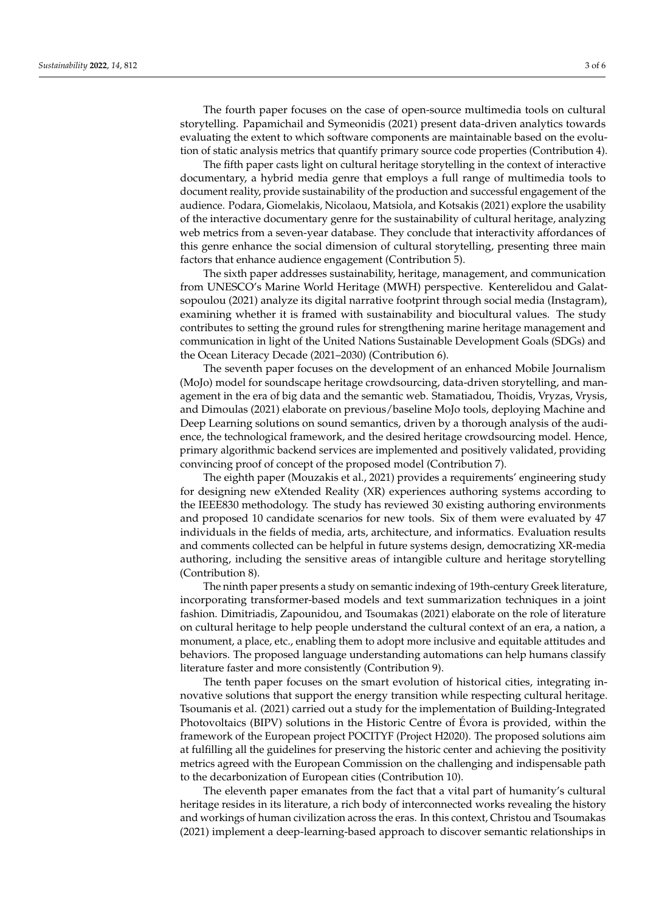The fourth paper focuses on the case of open-source multimedia tools on cultural storytelling. Papamichail and Symeonidis (2021) present data-driven analytics towards evaluating the extent to which software components are maintainable based on the evolution of static analysis metrics that quantify primary source code properties (Contribution 4).

The fifth paper casts light on cultural heritage storytelling in the context of interactive documentary, a hybrid media genre that employs a full range of multimedia tools to document reality, provide sustainability of the production and successful engagement of the audience. Podara, Giomelakis, Nicolaou, Matsiola, and Kotsakis (2021) explore the usability of the interactive documentary genre for the sustainability of cultural heritage, analyzing web metrics from a seven-year database. They conclude that interactivity affordances of this genre enhance the social dimension of cultural storytelling, presenting three main factors that enhance audience engagement (Contribution 5).

The sixth paper addresses sustainability, heritage, management, and communication from UNESCO's Marine World Heritage (MWH) perspective. Kenterelidou and Galatsopoulou (2021) analyze its digital narrative footprint through social media (Instagram), examining whether it is framed with sustainability and biocultural values. The study contributes to setting the ground rules for strengthening marine heritage management and communication in light of the United Nations Sustainable Development Goals (SDGs) and the Ocean Literacy Decade (2021–2030) (Contribution 6).

The seventh paper focuses on the development of an enhanced Mobile Journalism (MoJo) model for soundscape heritage crowdsourcing, data-driven storytelling, and management in the era of big data and the semantic web. Stamatiadou, Thoidis, Vryzas, Vrysis, and Dimoulas (2021) elaborate on previous/baseline MoJo tools, deploying Machine and Deep Learning solutions on sound semantics, driven by a thorough analysis of the audience, the technological framework, and the desired heritage crowdsourcing model. Hence, primary algorithmic backend services are implemented and positively validated, providing convincing proof of concept of the proposed model (Contribution 7).

The eighth paper (Mouzakis et al., 2021) provides a requirements' engineering study for designing new eXtended Reality (XR) experiences authoring systems according to the IEEE830 methodology. The study has reviewed 30 existing authoring environments and proposed 10 candidate scenarios for new tools. Six of them were evaluated by 47 individuals in the fields of media, arts, architecture, and informatics. Evaluation results and comments collected can be helpful in future systems design, democratizing XR-media authoring, including the sensitive areas of intangible culture and heritage storytelling (Contribution 8).

The ninth paper presents a study on semantic indexing of 19th-century Greek literature, incorporating transformer-based models and text summarization techniques in a joint fashion. Dimitriadis, Zapounidou, and Tsoumakas (2021) elaborate on the role of literature on cultural heritage to help people understand the cultural context of an era, a nation, a monument, a place, etc., enabling them to adopt more inclusive and equitable attitudes and behaviors. The proposed language understanding automations can help humans classify literature faster and more consistently (Contribution 9).

The tenth paper focuses on the smart evolution of historical cities, integrating innovative solutions that support the energy transition while respecting cultural heritage. Tsoumanis et al. (2021) carried out a study for the implementation of Building-Integrated Photovoltaics (BIPV) solutions in the Historic Centre of Évora is provided, within the framework of the European project POCITYF (Project H2020). The proposed solutions aim at fulfilling all the guidelines for preserving the historic center and achieving the positivity metrics agreed with the European Commission on the challenging and indispensable path to the decarbonization of European cities (Contribution 10).

The eleventh paper emanates from the fact that a vital part of humanity's cultural heritage resides in its literature, a rich body of interconnected works revealing the history and workings of human civilization across the eras. In this context, Christou and Tsoumakas (2021) implement a deep-learning-based approach to discover semantic relationships in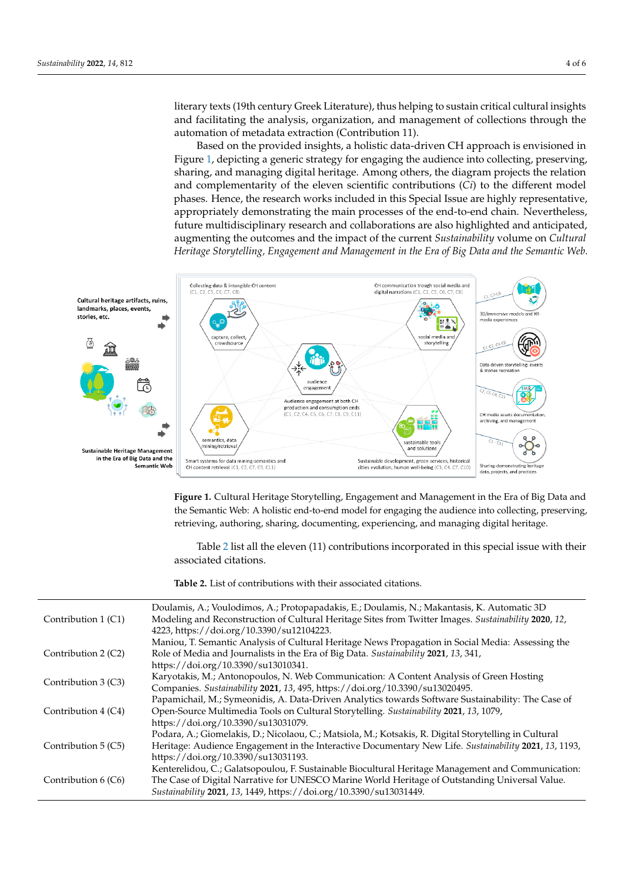literary texts (19th century Greek Literature), thus helping to sustain critical cultural insights and facilitating the analysis, organization, and management of collections through the automation of metadata extraction (Contribution 11).

Based on the provided insights, a holistic data-driven CH approach is envisioned in Figure 1, depicting a generic strategy for engaging the audience into collecting, preserving, sharing, and managing digital heritage. Among others, the diagram projects the relation and complementarity of the eleven scientific contributions (*Ci*) to the different model phases. Hence, the research works included in this Special Issue are highly representative, appropriately demonstrating the main processes of the end-to-end chain. Nevertheless, future multidisciplinary research and collaborations are also highlighted and anticipated, augmenting the outcomes and the impact of the current *Sustainability* volume on *Cultural Heritage Storytelling, Engagement and Management in the Era of Big Data and the Semantic Web*.

**Figure 1.** Cultural Heritage Storytelling, Engagement and Management in the Era of Big Data and the Semantic Web: A holistic end-to-end model for engaging the audience into collecting, preserving, retrieving, authoring, sharing, documenting, experiencing, and managing digital heritage.

Table 2 list all the eleven (11) contributions incorporated in this special issue with their associated citations.

**Table 2.** List of contributions with their associated citations.

| | |
|---|---|
| Contribution 1 (C1) | Doulamis, A.; Voulodimos, A.; Protopapadakis, E.; Doulamis, N.; Makantasis, K. Automatic 3D Modeling and Reconstruction of Cultural Heritage Sites from Twitter Images. *Sustainability* **2020**, *12*, 4223, https://doi.org/10.3390/su12104223. |
| Contribution 2 (C2) | Maniou, T. Semantic Analysis of Cultural Heritage News Propagation in Social Media: Assessing the Role of Media and Journalists in the Era of Big Data. *Sustainability* **2021**, *13*, 341, https://doi.org/10.3390/su13010341. |
| Contribution 3 (C3) | Karyotakis, M.; Antonopoulos, N. Web Communication: A Content Analysis of Green Hosting Companies. *Sustainability* **2021**, *13*, 495, https://doi.org/10.3390/su13020495. |
| Contribution 4 (C4) | Papamichail, M.; Symeonidis, A. Data-Driven Analytics towards Software Sustainability: The Case of Open-Source Multimedia Tools on Cultural Storytelling. *Sustainability* **2021**, *13*, 1079, https://doi.org/10.3390/su13031079. |
| Contribution 5 (C5) | Podara, A.; Giomelakis, D.; Nicolaou, C.; Matsiola, M.; Kotsakis, R. Digital Storytelling in Cultural Heritage: Audience Engagement in the Interactive Documentary New Life. *Sustainability* **2021**, *13*, 1193, https://doi.org/10.3390/su13031193. |
| Contribution 6 (C6) | Kenterelidou, C.; Galatsopoulou, F. Sustainable Biocultural Heritage Management and Communication: The Case of Digital Narrative for UNESCO Marine World Heritage of Outstanding Universal Value. *Sustainability* **2021**, *13*, 1449, https://doi.org/10.3390/su13031449. |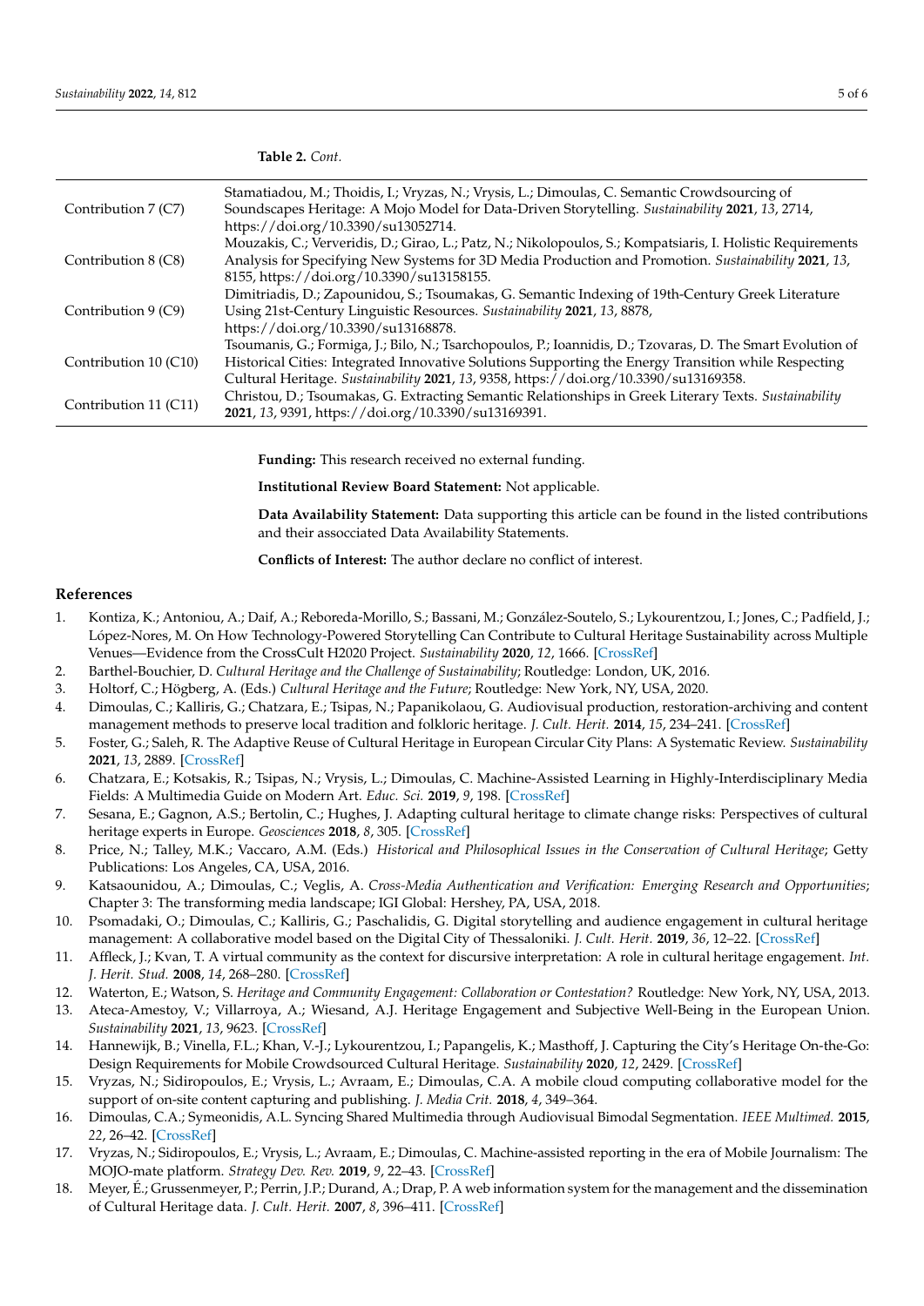**Table 2.** *Cont.*

| | |
|---|---|
| Contribution 7 (C7) | Stamatiadou, M.; Thoidis, I.; Vryzas, N.; Vrysis, L.; Dimoulas, C. Semantic Crowdsourcing of Soundscapes Heritage: A Mojo Model for Data-Driven Storytelling. *Sustainability* **2021**, *13*, 2714, https://doi.org/10.3390/su13052714. |
| Contribution 8 (C8) | Mouzakis, C.; Ververidis, D.; Girao, L.; Patz, N.; Nikolopoulos, S.; Kompatsiaris, I. Holistic Requirements Analysis for Specifying New Systems for 3D Media Production and Promotion. *Sustainability* **2021**, *13*, 8155, https://doi.org/10.3390/su13158155. |
| Contribution 9 (C9) | Dimitriadis, D.; Zapounidou, S.; Tsoumakas, G. Semantic Indexing of 19th-Century Greek Literature Using 21st-Century Linguistic Resources. *Sustainability* **2021**, *13*, 8878, https://doi.org/10.3390/su13168878. |
| Contribution 10 (C10) | Tsoumanis, G.; Formiga, J.; Bilo, N.; Tsarchopoulos, P.; Ioannidis, D.; Tzovaras, D. The Smart Evolution of Historical Cities: Integrated Innovative Solutions Supporting the Energy Transition while Respecting Cultural Heritage. *Sustainability* **2021**, *13*, 9358, https://doi.org/10.3390/su13169358. |
| Contribution 11 (C11) | Christou, D.; Tsoumakas, G. Extracting Semantic Relationships in Greek Literary Texts. *Sustainability* **2021**, *13*, 9391, https://doi.org/10.3390/su13169391. |

**Funding:** This research received no external funding.

**Institutional Review Board Statement:** Not applicable.

**Data Availability Statement:** Data supporting this article can be found in the listed contributions and their assocciated Data Availability Statements.

**Conflicts of Interest:** The author declare no conflict of interest.

## References

1. Kontiza, K.; Antoniou, A.; Daif, A.; Reboreda-Morillo, S.; Bassani, M.; González-Soutelo, S.; Lykourentzou, I.; Jones, C.; Padfield, J.; López-Nores, M. On How Technology-Powered Storytelling Can Contribute to Cultural Heritage Sustainability across Multiple Venues—Evidence from the CrossCult H2020 Project. *Sustainability* **2020**, *12*, 1666. [CrossRef]
2. Barthel-Bouchier, D. *Cultural Heritage and the Challenge of Sustainability*; Routledge: London, UK, 2016.
3. Holtorf, C.; Högberg, A. (Eds.) *Cultural Heritage and the Future*; Routledge: New York, NY, USA, 2020.
4. Dimoulas, C.; Kalliris, G.; Chatzara, E.; Tsipas, N.; Papanikolaou, G. Audiovisual production, restoration-archiving and content management methods to preserve local tradition and folkloric heritage. *J. Cult. Herit.* **2014**, *15*, 234–241. [CrossRef]
5. Foster, G.; Saleh, R. The Adaptive Reuse of Cultural Heritage in European Circular City Plans: A Systematic Review. *Sustainability* **2021**, *13*, 2889. [CrossRef]
6. Chatzara, E.; Kotsakis, R.; Tsipas, N.; Vrysis, L.; Dimoulas, C. Machine-Assisted Learning in Highly-Interdisciplinary Media Fields: A Multimedia Guide on Modern Art. *Educ. Sci.* **2019**, *9*, 198. [CrossRef]
7. Sesana, E.; Gagnon, A.S.; Bertolin, C.; Hughes, J. Adapting cultural heritage to climate change risks: Perspectives of cultural heritage experts in Europe. *Geosciences* **2018**, *8*, 305. [CrossRef]
8. Price, N.; Talley, M.K.; Vaccaro, A.M. (Eds.) *Historical and Philosophical Issues in the Conservation of Cultural Heritage*; Getty Publications: Los Angeles, CA, USA, 2016.
9. Katsaounidou, A.; Dimoulas, C.; Veglis, A. *Cross-Media Authentication and Verification: Emerging Research and Opportunities*; Chapter 3: The transforming media landscape; IGI Global: Hershey, PA, USA, 2018.
10. Psomadaki, O.; Dimoulas, C.; Kalliris, G.; Paschalidis, G. Digital storytelling and audience engagement in cultural heritage management: A collaborative model based on the Digital City of Thessaloniki. *J. Cult. Herit.* **2019**, *36*, 12–22. [CrossRef]
11. Affleck, J.; Kvan, T. A virtual community as the context for discursive interpretation: A role in cultural heritage engagement. *Int. J. Herit. Stud.* **2008**, *14*, 268–280. [CrossRef]
12. Waterton, E.; Watson, S. *Heritage and Community Engagement: Collaboration or Contestation?* Routledge: New York, NY, USA, 2013.
13. Ateca-Amestoy, V.; Villarroya, A.; Wiesand, A.J. Heritage Engagement and Subjective Well-Being in the European Union. *Sustainability* **2021**, *13*, 9623. [CrossRef]
14. Hannewijk, B.; Vinella, F.L.; Khan, V.-J.; Lykourentzou, I.; Papangelis, K.; Masthoff, J. Capturing the City's Heritage On-the-Go: Design Requirements for Mobile Crowdsourced Cultural Heritage. *Sustainability* **2020**, *12*, 2429. [CrossRef]
15. Vryzas, N.; Sidiropoulos, E.; Vrysis, L.; Avraam, E.; Dimoulas, C.A. A mobile cloud computing collaborative model for the support of on-site content capturing and publishing. *J. Media Crit.* **2018**, *4*, 349–364.
16. Dimoulas, C.A.; Symeonidis, A.L. Syncing Shared Multimedia through Audiovisual Bimodal Segmentation. *IEEE Multimed.* **2015**, *22*, 26–42. [CrossRef]
17. Vryzas, N.; Sidiropoulos, E.; Vrysis, L.; Avraam, E.; Dimoulas, C. Machine-assisted reporting in the era of Mobile Journalism: The MOJO-mate platform. *Strategy Dev. Rev.* **2019**, *9*, 22–43. [CrossRef]
18. Meyer, É.; Grussenmeyer, P.; Perrin, J.P.; Durand, A.; Drap, P. A web information system for the management and the dissemination of Cultural Heritage data. *J. Cult. Herit.* **2007**, *8*, 396–411. [CrossRef]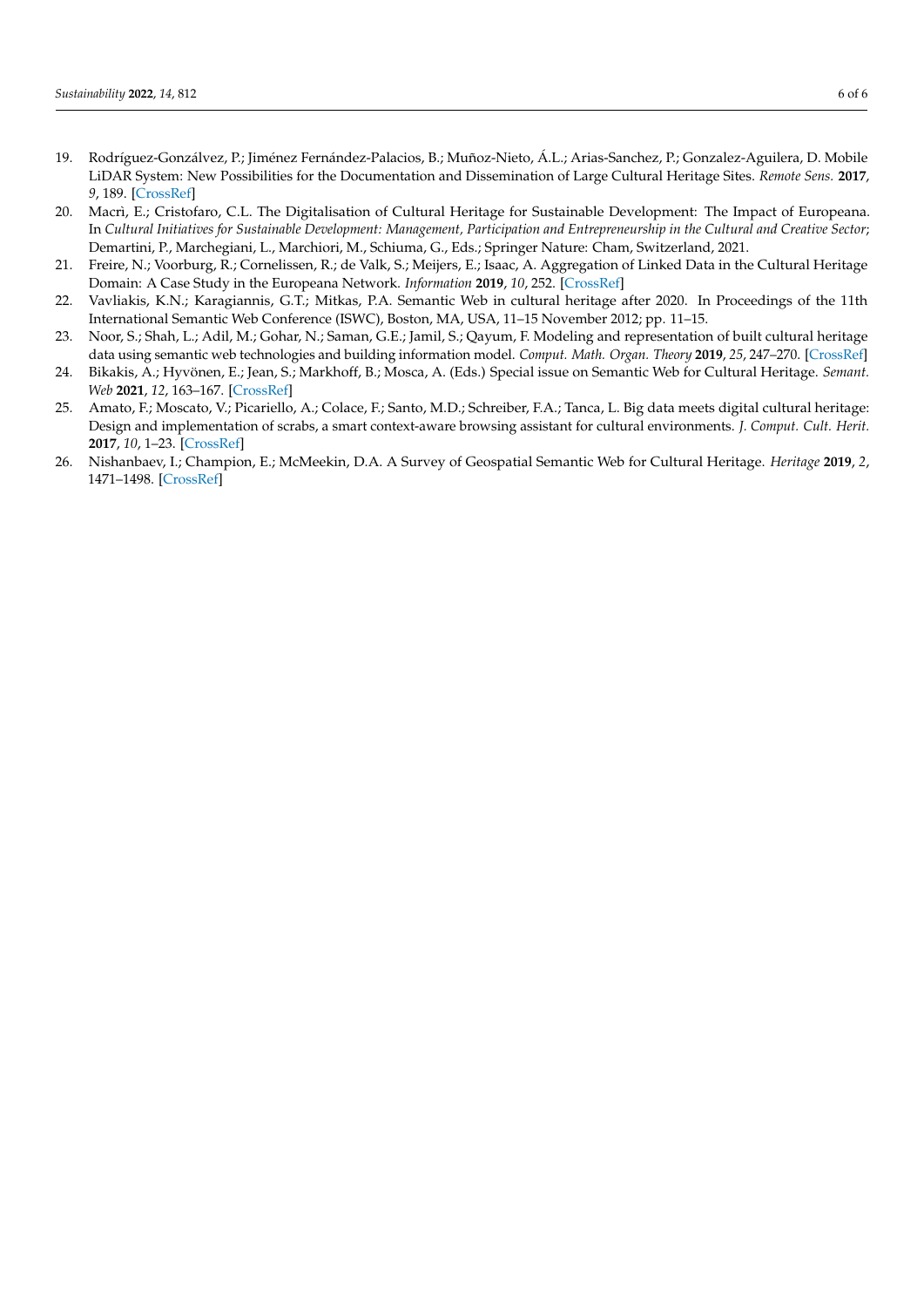19. Rodríguez-Gonzálvez, P.; Jiménez Fernández-Palacios, B.; Muñoz-Nieto, Á.L.; Arias-Sanchez, P.; Gonzalez-Aguilera, D. Mobile LiDAR System: New Possibilities for the Documentation and Dissemination of Large Cultural Heritage Sites. *Remote Sens.* **2017**, *9*, 189. [CrossRef]
20. Macri, E.; Cristofaro, C.L. The Digitalisation of Cultural Heritage for Sustainable Development: The Impact of Europeana. In *Cultural Initiatives for Sustainable Development: Management, Participation and Entrepreneurship in the Cultural and Creative Sector*; Demartini, P., Marchegiani, L., Marchiori, M., Schiuma, G., Eds.; Springer Nature: Cham, Switzerland, 2021.
21. Freire, N.; Voorburg, R.; Cornelissen, R.; de Valk, S.; Meijers, E.; Isaac, A. Aggregation of Linked Data in the Cultural Heritage Domain: A Case Study in the Europeana Network. *Information* **2019**, *10*, 252. [CrossRef]
22. Vavliakis, K.N.; Karagiannis, G.T.; Mitkas, P.A. Semantic Web in cultural heritage after 2020. In Proceedings of the 11th International Semantic Web Conference (ISWC), Boston, MA, USA, 11–15 November 2012; pp. 11–15.
23. Noor, S.; Shah, L.; Adil, M.; Gohar, N.; Saman, G.E.; Jamil, S.; Qayum, F. Modeling and representation of built cultural heritage data using semantic web technologies and building information model. *Comput. Math. Organ. Theory* **2019**, *25*, 247–270. [CrossRef]
24. Bikakis, A.; Hyvönen, E.; Jean, S.; Markhoff, B.; Mosca, A. (Eds.) Special issue on Semantic Web for Cultural Heritage. *Semant. Web* **2021**, *12*, 163–167. [CrossRef]
25. Amato, F.; Moscato, V.; Picariello, A.; Colace, F.; Santo, M.D.; Schreiber, F.A.; Tanca, L. Big data meets digital cultural heritage: Design and implementation of scrabs, a smart context-aware browsing assistant for cultural environments. *J. Comput. Cult. Herit.* **2017**, *10*, 1–23. [CrossRef]
26. Nishanbaev, I.; Champion, E.; McMeekin, D.A. A Survey of Geospatial Semantic Web for Cultural Heritage. *Heritage* **2019**, *2*, 1471–1498. [CrossRef]